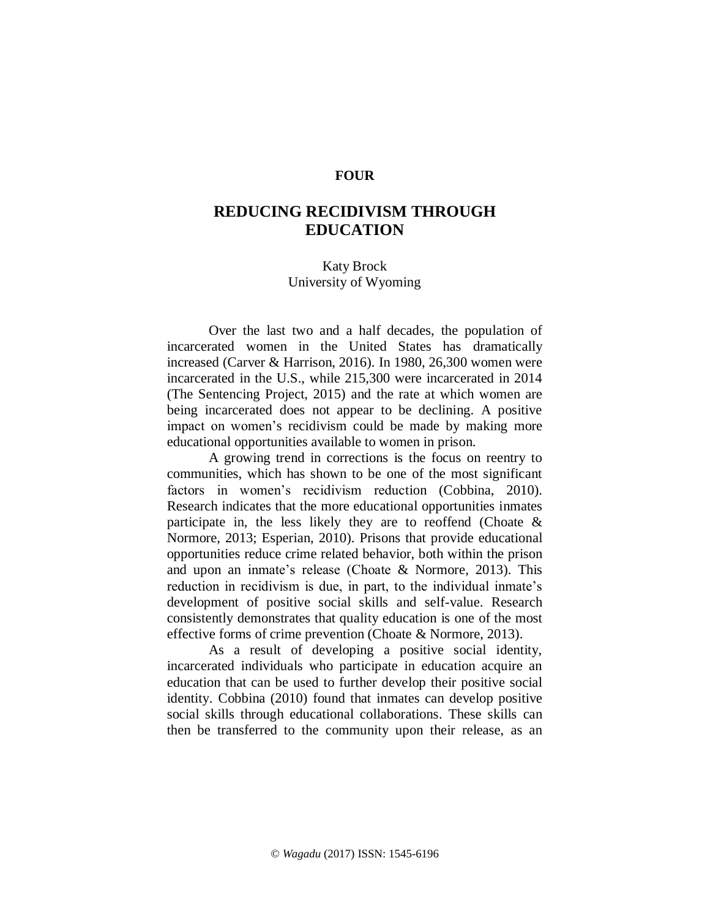**FOUR**

# REDUCING RECIDIVISM THROUGH EDUCATION

Katy Brock
University of Wyoming

Over the last two and a half decades, the population of incarcerated women in the United States has dramatically increased (Carver & Harrison, 2016). In 1980, 26,300 women were incarcerated in the U.S., while 215,300 were incarcerated in 2014 (The Sentencing Project, 2015) and the rate at which women are being incarcerated does not appear to be declining. A positive impact on women's recidivism could be made by making more educational opportunities available to women in prison.

A growing trend in corrections is the focus on reentry to communities, which has shown to be one of the most significant factors in women's recidivism reduction (Cobbina, 2010). Research indicates that the more educational opportunities inmates participate in, the less likely they are to reoffend (Choate & Normore, 2013; Esperian, 2010). Prisons that provide educational opportunities reduce crime related behavior, both within the prison and upon an inmate's release (Choate & Normore, 2013). This reduction in recidivism is due, in part, to the individual inmate's development of positive social skills and self-value. Research consistently demonstrates that quality education is one of the most effective forms of crime prevention (Choate & Normore, 2013).

As a result of developing a positive social identity, incarcerated individuals who participate in education acquire an education that can be used to further develop their positive social identity. Cobbina (2010) found that inmates can develop positive social skills through educational collaborations. These skills can then be transferred to the community upon their release, as an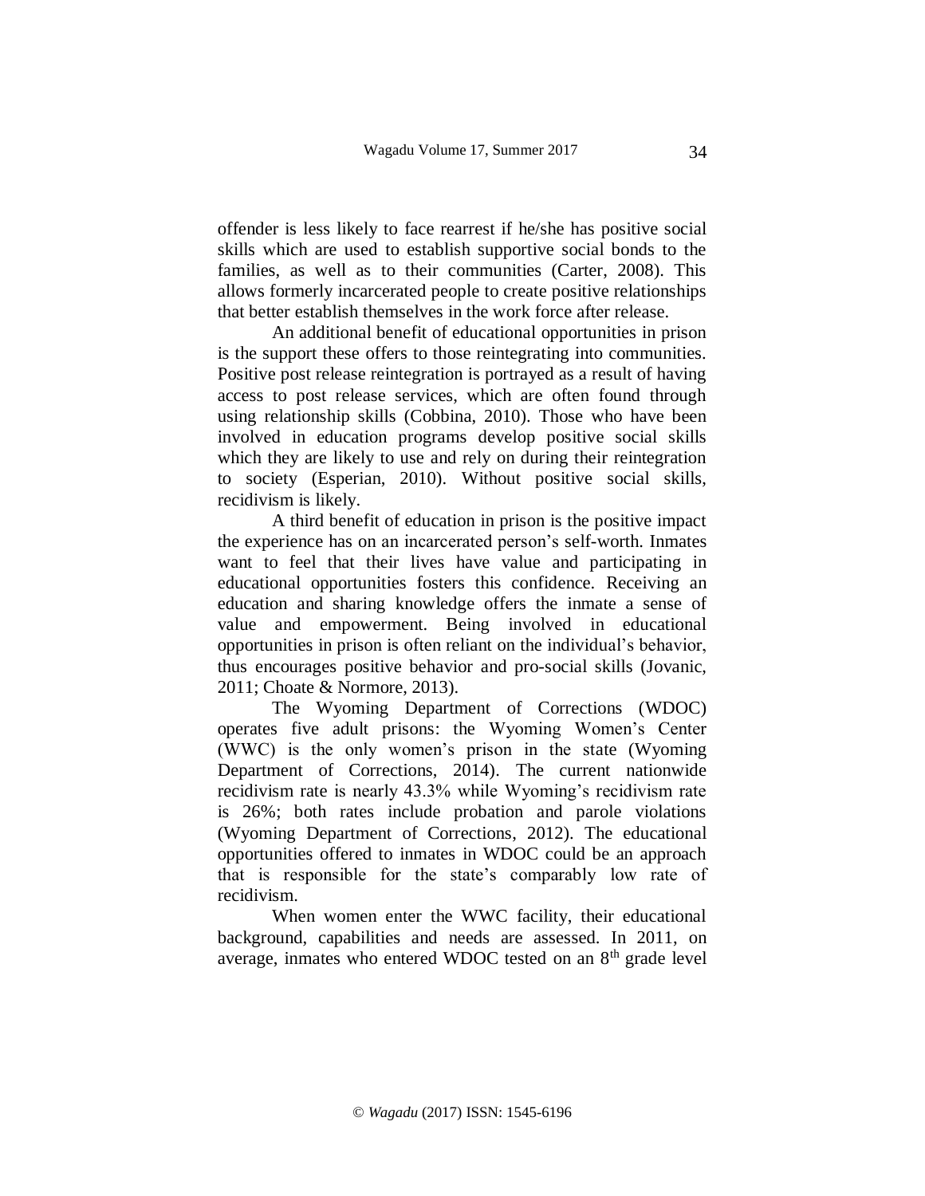offender is less likely to face rearrest if he/she has positive social skills which are used to establish supportive social bonds to the families, as well as to their communities (Carter, 2008). This allows formerly incarcerated people to create positive relationships that better establish themselves in the work force after release.

An additional benefit of educational opportunities in prison is the support these offers to those reintegrating into communities. Positive post release reintegration is portrayed as a result of having access to post release services, which are often found through using relationship skills (Cobbina, 2010). Those who have been involved in education programs develop positive social skills which they are likely to use and rely on during their reintegration to society (Esperian, 2010). Without positive social skills, recidivism is likely.

A third benefit of education in prison is the positive impact the experience has on an incarcerated person's self-worth. Inmates want to feel that their lives have value and participating in educational opportunities fosters this confidence. Receiving an education and sharing knowledge offers the inmate a sense of value and empowerment. Being involved in educational opportunities in prison is often reliant on the individual's behavior, thus encourages positive behavior and pro-social skills (Jovanic, 2011; Choate & Normore, 2013).

The Wyoming Department of Corrections (WDOC) operates five adult prisons: the Wyoming Women's Center (WWC) is the only women's prison in the state (Wyoming Department of Corrections, 2014). The current nationwide recidivism rate is nearly 43.3% while Wyoming's recidivism rate is 26%; both rates include probation and parole violations (Wyoming Department of Corrections, 2012). The educational opportunities offered to inmates in WDOC could be an approach that is responsible for the state's comparably low rate of recidivism.

When women enter the WWC facility, their educational background, capabilities and needs are assessed. In 2011, on average, inmates who entered WDOC tested on an 8th grade level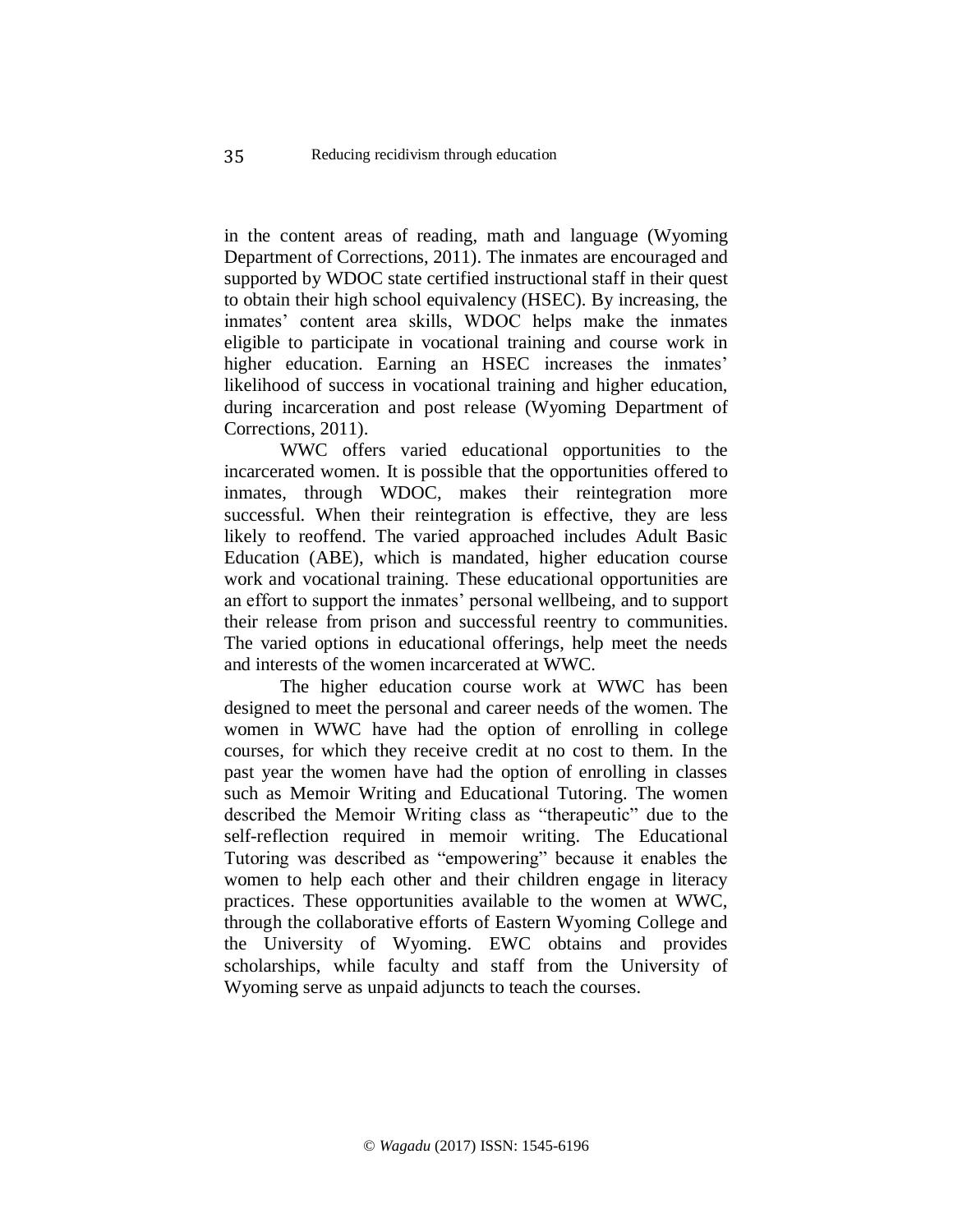in the content areas of reading, math and language (Wyoming Department of Corrections, 2011). The inmates are encouraged and supported by WDOC state certified instructional staff in their quest to obtain their high school equivalency (HSEC). By increasing, the inmates' content area skills, WDOC helps make the inmates eligible to participate in vocational training and course work in higher education. Earning an HSEC increases the inmates' likelihood of success in vocational training and higher education, during incarceration and post release (Wyoming Department of Corrections, 2011).

WWC offers varied educational opportunities to the incarcerated women. It is possible that the opportunities offered to inmates, through WDOC, makes their reintegration more successful. When their reintegration is effective, they are less likely to reoffend. The varied approached includes Adult Basic Education (ABE), which is mandated, higher education course work and vocational training. These educational opportunities are an effort to support the inmates' personal wellbeing, and to support their release from prison and successful reentry to communities. The varied options in educational offerings, help meet the needs and interests of the women incarcerated at WWC.

The higher education course work at WWC has been designed to meet the personal and career needs of the women. The women in WWC have had the option of enrolling in college courses, for which they receive credit at no cost to them. In the past year the women have had the option of enrolling in classes such as Memoir Writing and Educational Tutoring. The women described the Memoir Writing class as "therapeutic" due to the self-reflection required in memoir writing. The Educational Tutoring was described as "empowering" because it enables the women to help each other and their children engage in literacy practices. These opportunities available to the women at WWC, through the collaborative efforts of Eastern Wyoming College and the University of Wyoming. EWC obtains and provides scholarships, while faculty and staff from the University of Wyoming serve as unpaid adjuncts to teach the courses.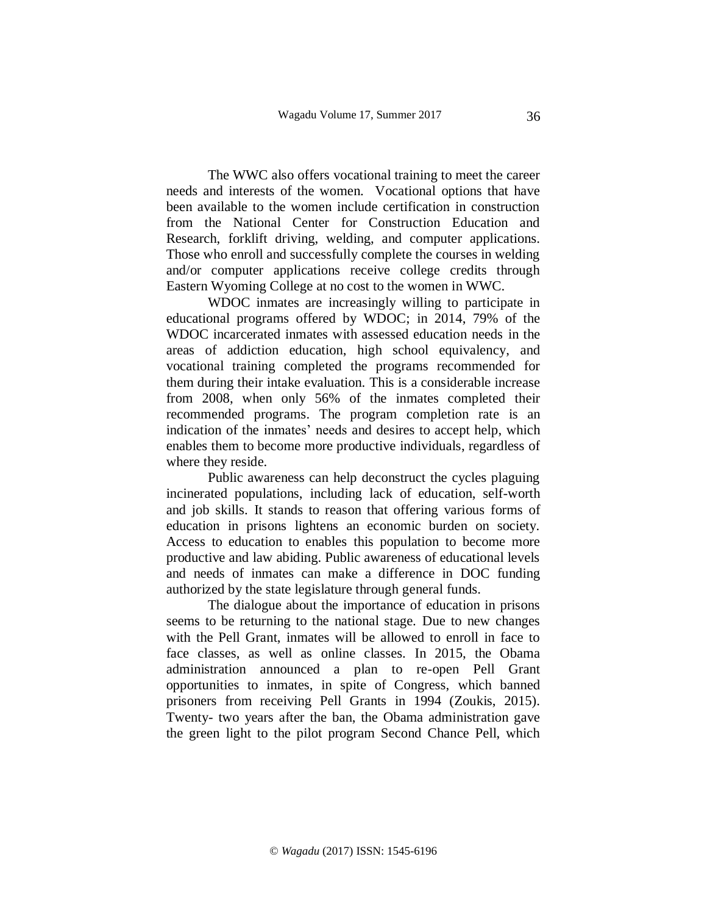The WWC also offers vocational training to meet the career needs and interests of the women. Vocational options that have been available to the women include certification in construction from the National Center for Construction Education and Research, forklift driving, welding, and computer applications. Those who enroll and successfully complete the courses in welding and/or computer applications receive college credits through Eastern Wyoming College at no cost to the women in WWC.

WDOC inmates are increasingly willing to participate in educational programs offered by WDOC; in 2014, 79% of the WDOC incarcerated inmates with assessed education needs in the areas of addiction education, high school equivalency, and vocational training completed the programs recommended for them during their intake evaluation. This is a considerable increase from 2008, when only 56% of the inmates completed their recommended programs. The program completion rate is an indication of the inmates' needs and desires to accept help, which enables them to become more productive individuals, regardless of where they reside.

Public awareness can help deconstruct the cycles plaguing incinerated populations, including lack of education, self-worth and job skills. It stands to reason that offering various forms of education in prisons lightens an economic burden on society. Access to education to enables this population to become more productive and law abiding. Public awareness of educational levels and needs of inmates can make a difference in DOC funding authorized by the state legislature through general funds.

The dialogue about the importance of education in prisons seems to be returning to the national stage. Due to new changes with the Pell Grant, inmates will be allowed to enroll in face to face classes, as well as online classes. In 2015, the Obama administration announced a plan to re-open Pell Grant opportunities to inmates, in spite of Congress, which banned prisoners from receiving Pell Grants in 1994 (Zoukis, 2015). Twenty- two years after the ban, the Obama administration gave the green light to the pilot program Second Chance Pell, which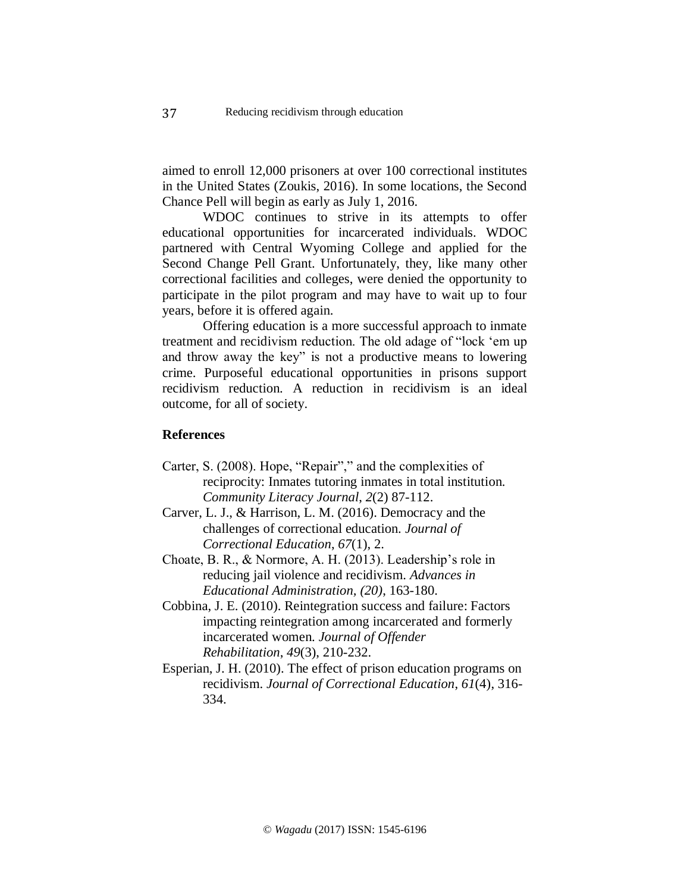aimed to enroll 12,000 prisoners at over 100 correctional institutes in the United States (Zoukis, 2016). In some locations, the Second Chance Pell will begin as early as July 1, 2016.

WDOC continues to strive in its attempts to offer educational opportunities for incarcerated individuals. WDOC partnered with Central Wyoming College and applied for the Second Change Pell Grant. Unfortunately, they, like many other correctional facilities and colleges, were denied the opportunity to participate in the pilot program and may have to wait up to four years, before it is offered again.

Offering education is a more successful approach to inmate treatment and recidivism reduction. The old adage of "lock 'em up and throw away the key" is not a productive means to lowering crime. Purposeful educational opportunities in prisons support recidivism reduction. A reduction in recidivism is an ideal outcome, for all of society.

## References

Carter, S. (2008). Hope, "Repair"," and the complexities of reciprocity: Inmates tutoring inmates in total institution. *Community Literacy Journal*, *2*(2) 87-112.

Carver, L. J., & Harrison, L. M. (2016). Democracy and the challenges of correctional education. *Journal of Correctional Education*, *67*(1), 2.

Choate, B. R., & Normore, A. H. (2013). Leadership's role in reducing jail violence and recidivism. *Advances in Educational Administration*, *(20)*, 163-180.

Cobbina, J. E. (2010). Reintegration success and failure: Factors impacting reintegration among incarcerated and formerly incarcerated women. *Journal of Offender Rehabilitation*, *49*(3), 210-232.

Esperian, J. H. (2010). The effect of prison education programs on recidivism. *Journal of Correctional Education*, *61*(4), 316-334.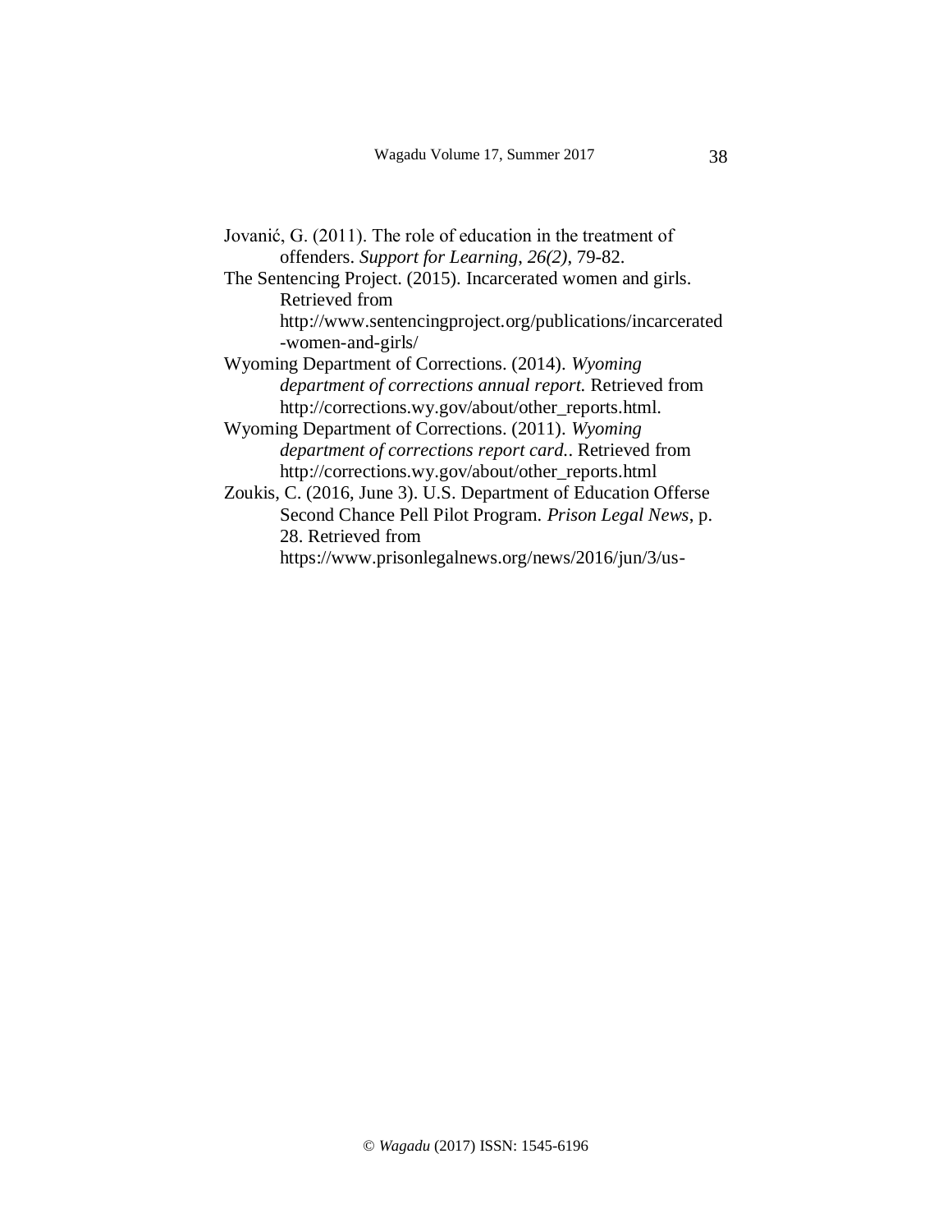Jovanić, G. (2011). The role of education in the treatment of offenders. *Support for Learning*, *26(2)*, 79-82.

The Sentencing Project. (2015). Incarcerated women and girls. Retrieved from http://www.sentencingproject.org/publications/incarcerated-women-and-girls/

Wyoming Department of Corrections. (2014). *Wyoming department of corrections annual report.* Retrieved from http://corrections.wy.gov/about/other_reports.html.

Wyoming Department of Corrections. (2011). *Wyoming department of corrections report card.*. Retrieved from http://corrections.wy.gov/about/other_reports.html

Zoukis, C. (2016, June 3). U.S. Department of Education Offerse Second Chance Pell Pilot Program. *Prison Legal News*, p. 28. Retrieved from https://www.prisonlegalnews.org/news/2016/jun/3/us-